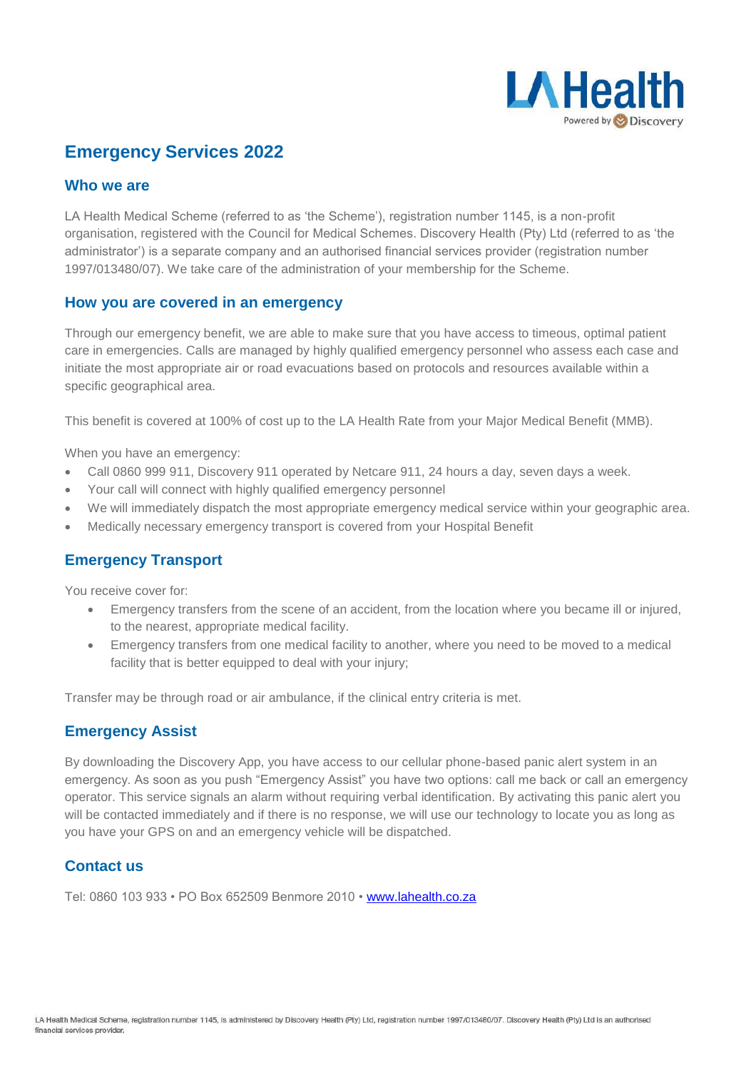# Emergency Services 2022

## Who we are

LA Health Medical Scheme (referred to as 'the Scheme'), registration number 1145, is a non-profit organisation, registered with the Council for Medical Schemes. Discovery Health (Pty) Ltd (referred to as 'the administrator') is a separate company and an authorised financial services provider (registration number 1997/013480/07). We take care of the administration of your membership for the Scheme.

## How you are covered in an emergency

Through our emergency benefit, we are able to make sure that you have access to timeous, optimal patient care in emergencies. Calls are managed by highly qualified emergency personnel who assess each case and initiate the most appropriate air or road evacuations based on protocols and resources available within a specific geographical area.

This benefit is covered at 100% of cost up to the LA Health Rate from your Major Medical Benefit (MMB).

When you have an emergency:

- Call 0860 999 911, Discovery 911 operated by Netcare 911, 24 hours a day, seven days a week.
- Your call will connect with highly qualified emergency personnel
- We will immediately dispatch the most appropriate emergency medical service within your geographic area.
- Medically necessary emergency transport is covered from your Hospital Benefit

## Emergency Transport

You receive cover for:

- Emergency transfers from the scene of an accident, from the location where you became ill or injured, to the nearest, appropriate medical facility.
- Emergency transfers from one medical facility to another, where you need to be moved to a medical facility that is better equipped to deal with your injury;

Transfer may be through road or air ambulance, if the clinical entry criteria is met.

## Emergency Assist

By downloading the Discovery App, you have access to our cellular phone-based panic alert system in an emergency. As soon as you push "Emergency Assist" you have two options: call me back or call an emergency operator. This service signals an alarm without requiring verbal identification. By activating this panic alert you will be contacted immediately and if there is no response, we will use our technology to locate you as long as you have your GPS on and an emergency vehicle will be dispatched.

## Contact us

Tel: 0860 103 933 • PO Box 652509 Benmore 2010 • [www.lahealth.co.za](http://www.lahealth.co.za)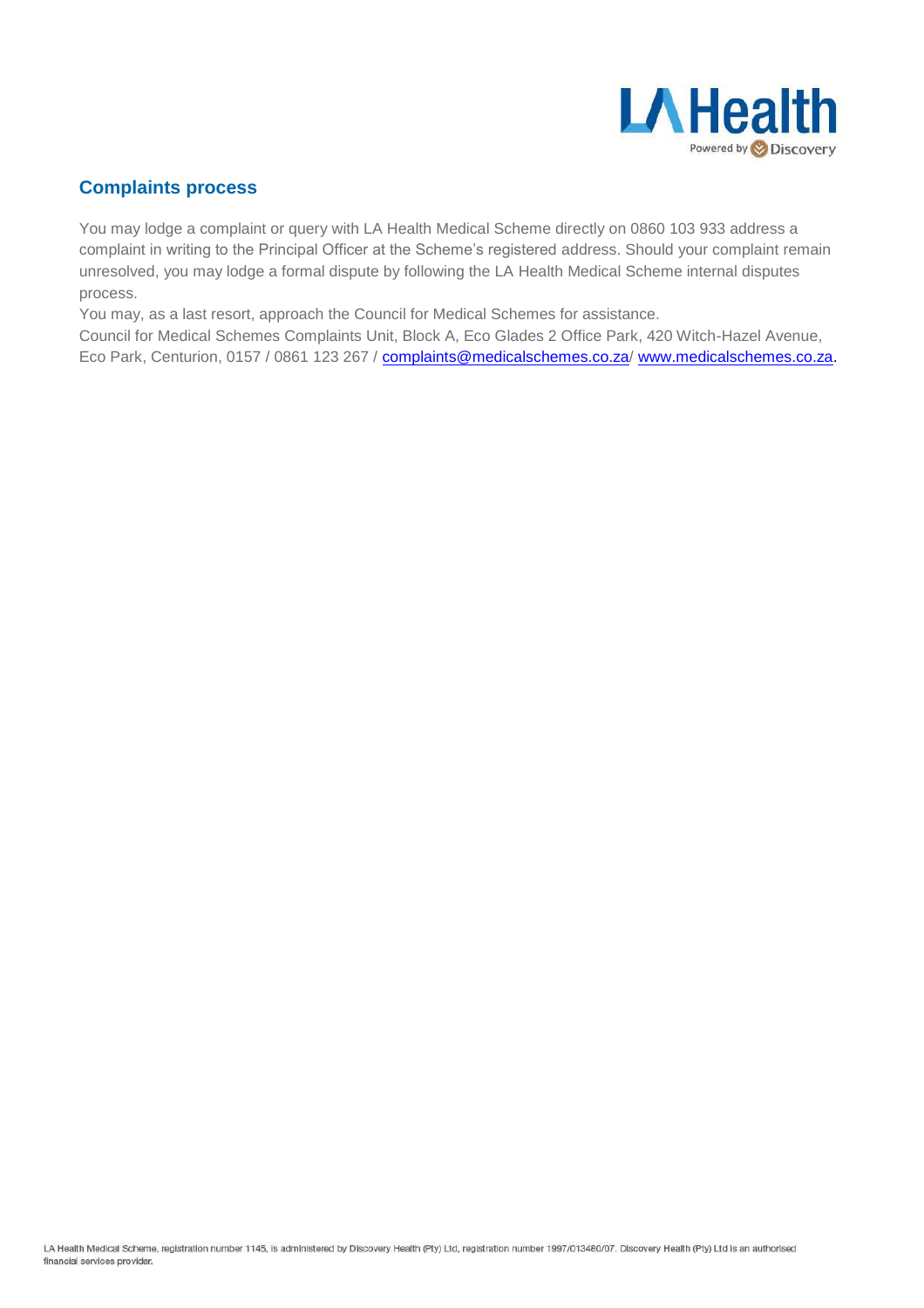## Complaints process

You may lodge a complaint or query with LA Health Medical Scheme directly on 0860 103 933 address a complaint in writing to the Principal Officer at the Scheme's registered address. Should your complaint remain unresolved, you may lodge a formal dispute by following the LA Health Medical Scheme internal disputes process.

You may, as a last resort, approach the Council for Medical Schemes for assistance.

Council for Medical Schemes Complaints Unit, Block A, Eco Glades 2 Office Park, 420 Witch-Hazel Avenue, Eco Park, Centurion, 0157 / 0861 123 267 / complaints@medicalschemes.co.za/ www.medicalschemes.co.za.

LA Health Medical Scheme, registration number 1145, is administered by Discovery Health (Pty) Ltd, registration number 1997/013480/07. Discovery Health (Pty) Ltd is an authorised financial services provider.